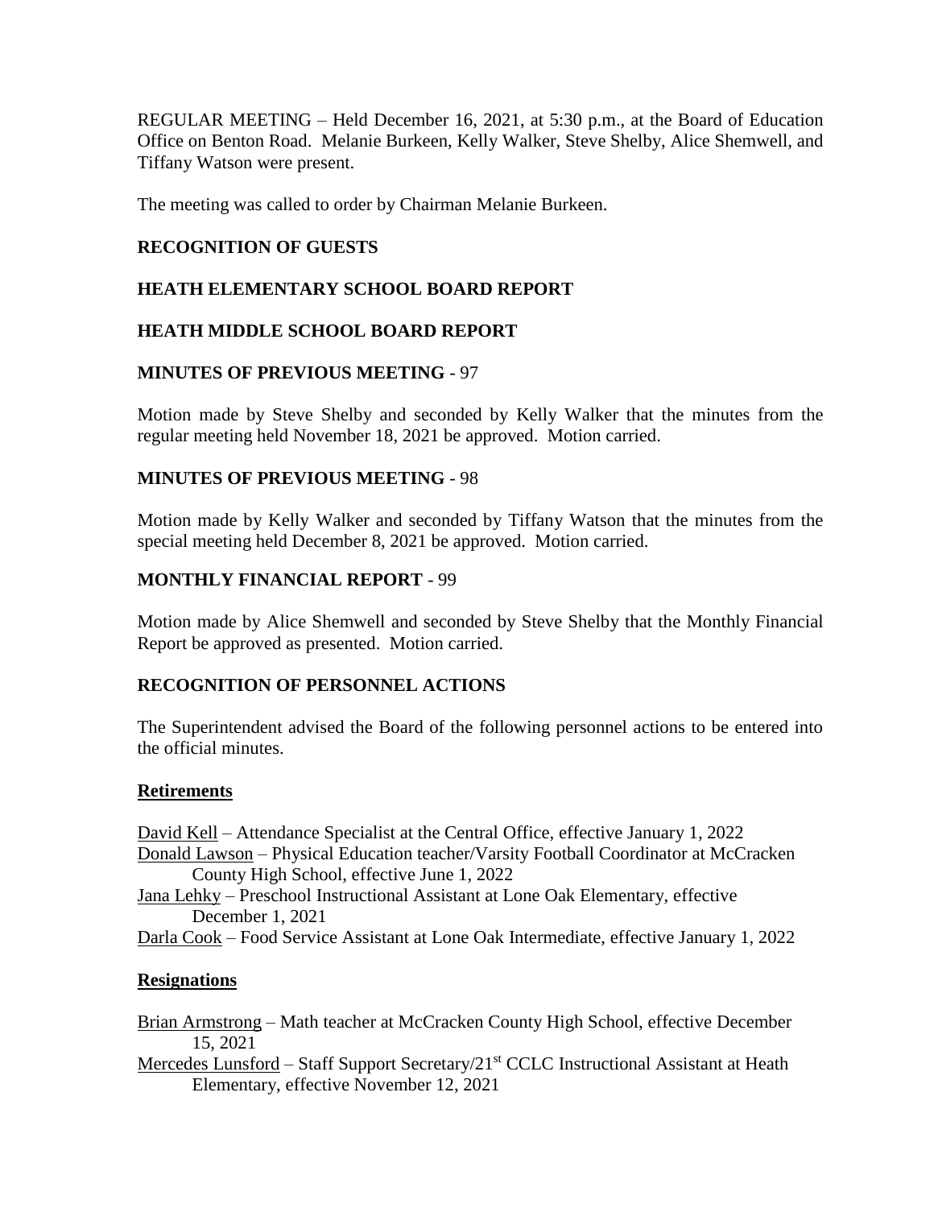REGULAR MEETING – Held December 16, 2021, at 5:30 p.m., at the Board of Education Office on Benton Road. Melanie Burkeen, Kelly Walker, Steve Shelby, Alice Shemwell, and Tiffany Watson were present.

The meeting was called to order by Chairman Melanie Burkeen.

**RECOGNITION OF GUESTS**

**HEATH ELEMENTARY SCHOOL BOARD REPORT**

**HEATH MIDDLE SCHOOL BOARD REPORT**

**MINUTES OF PREVIOUS MEETING** - 97

Motion made by Steve Shelby and seconded by Kelly Walker that the minutes from the regular meeting held November 18, 2021 be approved. Motion carried.

**MINUTES OF PREVIOUS MEETING** - 98

Motion made by Kelly Walker and seconded by Tiffany Watson that the minutes from the special meeting held December 8, 2021 be approved. Motion carried.

**MONTHLY FINANCIAL REPORT** - 99

Motion made by Alice Shemwell and seconded by Steve Shelby that the Monthly Financial Report be approved as presented. Motion carried.

**RECOGNITION OF PERSONNEL ACTIONS**

The Superintendent advised the Board of the following personnel actions to be entered into the official minutes.

**Retirements**

David Kell – Attendance Specialist at the Central Office, effective January 1, 2022

Donald Lawson – Physical Education teacher/Varsity Football Coordinator at McCracken County High School, effective June 1, 2022

Jana Lehky – Preschool Instructional Assistant at Lone Oak Elementary, effective December 1, 2021

Darla Cook – Food Service Assistant at Lone Oak Intermediate, effective January 1, 2022

**Resignations**

Brian Armstrong – Math teacher at McCracken County High School, effective December 15, 2021

Mercedes Lunsford – Staff Support Secretary/21st CCLC Instructional Assistant at Heath Elementary, effective November 12, 2021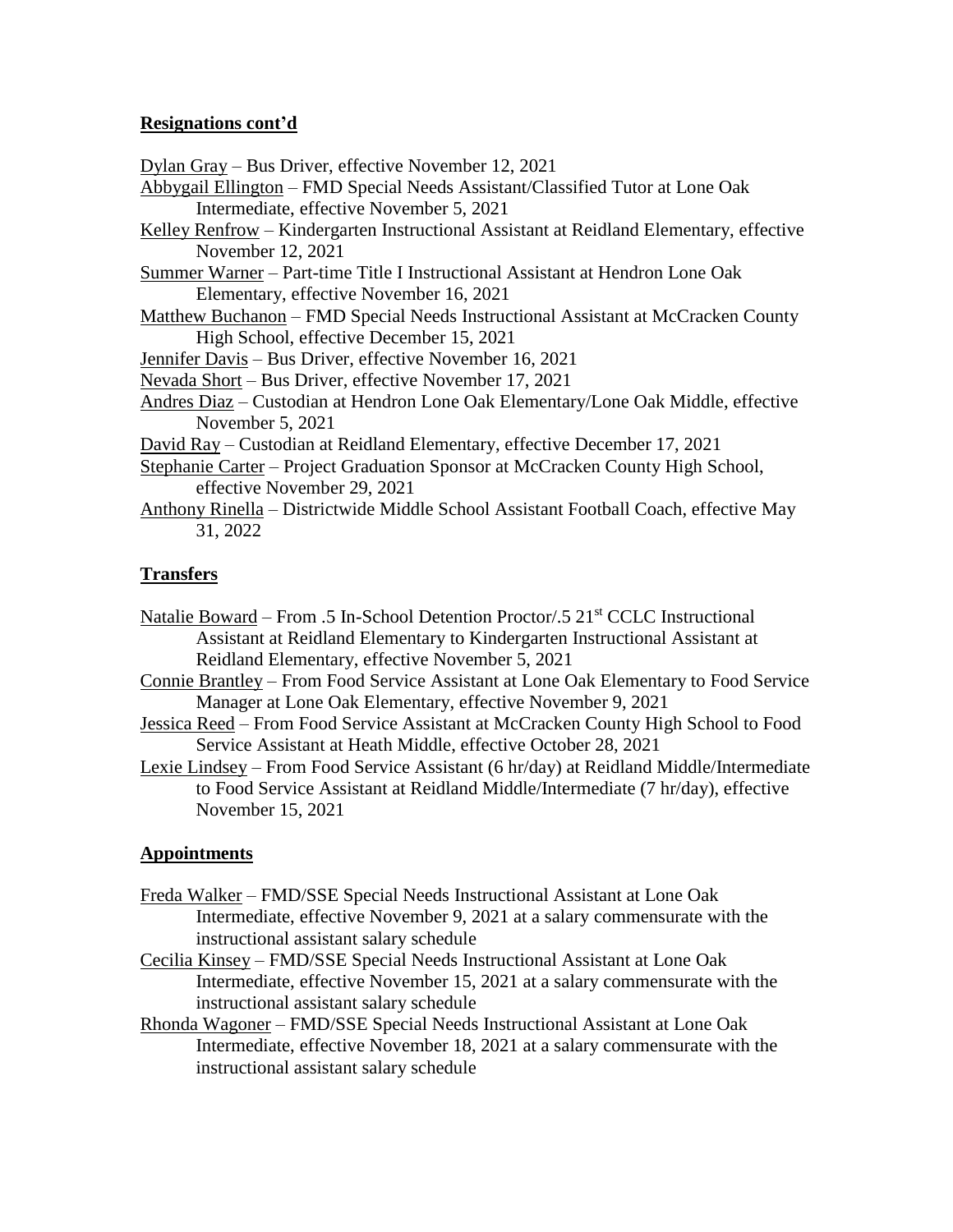## Resignations cont'd

Dylan Gray – Bus Driver, effective November 12, 2021

Abbygail Ellington – FMD Special Needs Assistant/Classified Tutor at Lone Oak Intermediate, effective November 5, 2021

Kelley Renfrow – Kindergarten Instructional Assistant at Reidland Elementary, effective November 12, 2021

Summer Warner – Part-time Title I Instructional Assistant at Hendron Lone Oak Elementary, effective November 16, 2021

Matthew Buchanon – FMD Special Needs Instructional Assistant at McCracken County High School, effective December 15, 2021

Jennifer Davis – Bus Driver, effective November 16, 2021

Nevada Short – Bus Driver, effective November 17, 2021

Andres Diaz – Custodian at Hendron Lone Oak Elementary/Lone Oak Middle, effective November 5, 2021

David Ray – Custodian at Reidland Elementary, effective December 17, 2021

Stephanie Carter – Project Graduation Sponsor at McCracken County High School, effective November 29, 2021

Anthony Rinella – Districtwide Middle School Assistant Football Coach, effective May 31, 2022

## Transfers

Natalie Boward – From .5 In-School Detention Proctor/.5 21st CCLC Instructional Assistant at Reidland Elementary to Kindergarten Instructional Assistant at Reidland Elementary, effective November 5, 2021

Connie Brantley – From Food Service Assistant at Lone Oak Elementary to Food Service Manager at Lone Oak Elementary, effective November 9, 2021

Jessica Reed – From Food Service Assistant at McCracken County High School to Food Service Assistant at Heath Middle, effective October 28, 2021

Lexie Lindsey – From Food Service Assistant (6 hr/day) at Reidland Middle/Intermediate to Food Service Assistant at Reidland Middle/Intermediate (7 hr/day), effective November 15, 2021

## Appointments

Freda Walker – FMD/SSE Special Needs Instructional Assistant at Lone Oak Intermediate, effective November 9, 2021 at a salary commensurate with the instructional assistant salary schedule

Cecilia Kinsey – FMD/SSE Special Needs Instructional Assistant at Lone Oak Intermediate, effective November 15, 2021 at a salary commensurate with the instructional assistant salary schedule

Rhonda Wagoner – FMD/SSE Special Needs Instructional Assistant at Lone Oak Intermediate, effective November 18, 2021 at a salary commensurate with the instructional assistant salary schedule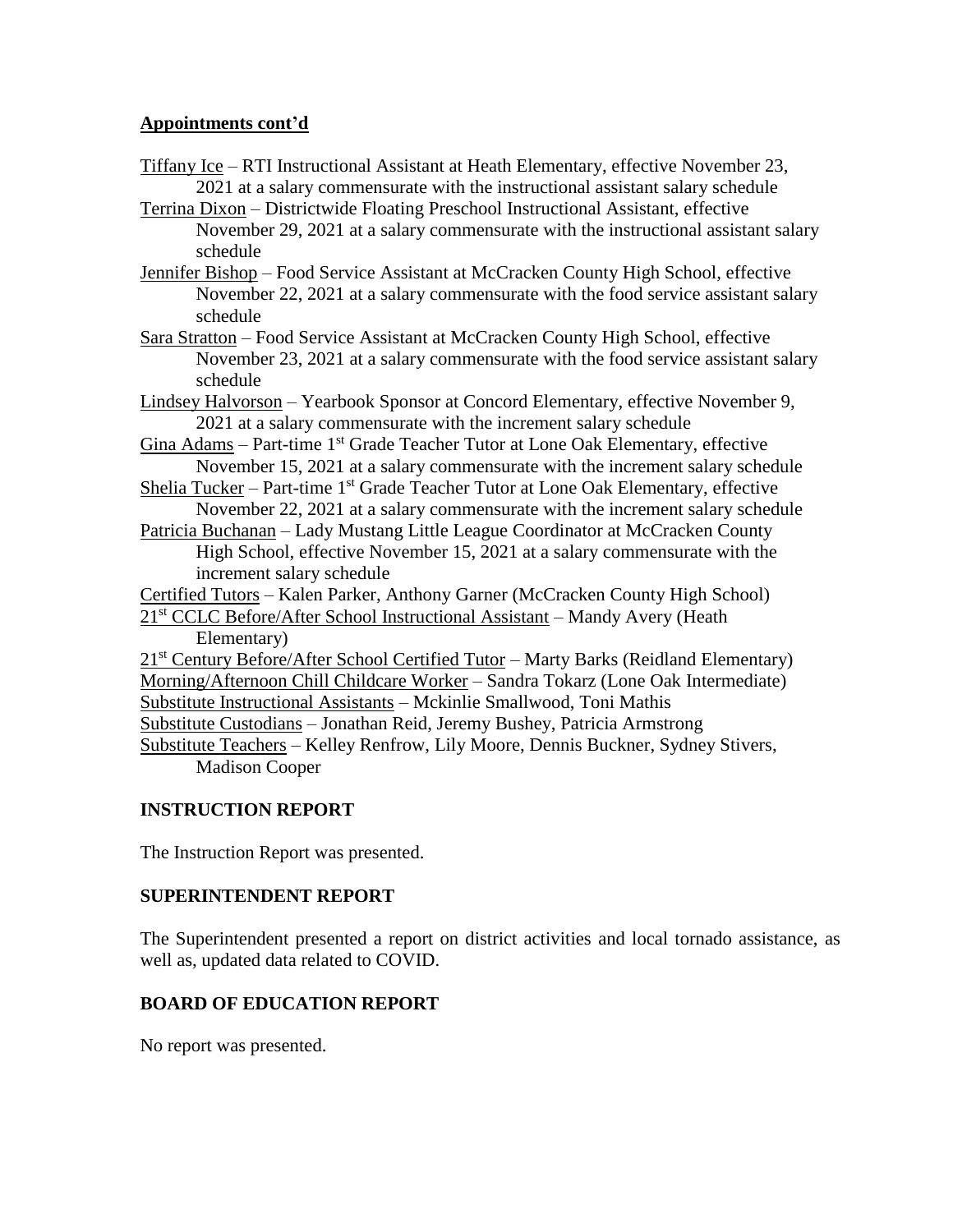**Appointments cont'd**

Tiffany Ice – RTI Instructional Assistant at Heath Elementary, effective November 23, 2021 at a salary commensurate with the instructional assistant salary schedule

Terrina Dixon – Districtwide Floating Preschool Instructional Assistant, effective November 29, 2021 at a salary commensurate with the instructional assistant salary schedule

Jennifer Bishop – Food Service Assistant at McCracken County High School, effective November 22, 2021 at a salary commensurate with the food service assistant salary schedule

Sara Stratton – Food Service Assistant at McCracken County High School, effective November 23, 2021 at a salary commensurate with the food service assistant salary schedule

Lindsey Halvorson – Yearbook Sponsor at Concord Elementary, effective November 9, 2021 at a salary commensurate with the increment salary schedule

Gina Adams – Part-time 1st Grade Teacher Tutor at Lone Oak Elementary, effective November 15, 2021 at a salary commensurate with the increment salary schedule

Shelia Tucker – Part-time 1st Grade Teacher Tutor at Lone Oak Elementary, effective November 22, 2021 at a salary commensurate with the increment salary schedule

Patricia Buchanan – Lady Mustang Little League Coordinator at McCracken County High School, effective November 15, 2021 at a salary commensurate with the increment salary schedule

Certified Tutors – Kalen Parker, Anthony Garner (McCracken County High School)

21st CCLC Before/After School Instructional Assistant – Mandy Avery (Heath Elementary)

21st Century Before/After School Certified Tutor – Marty Barks (Reidland Elementary)

Morning/Afternoon Chill Childcare Worker – Sandra Tokarz (Lone Oak Intermediate)

Substitute Instructional Assistants – Mckinlie Smallwood, Toni Mathis

Substitute Custodians – Jonathan Reid, Jeremy Bushey, Patricia Armstrong

Substitute Teachers – Kelley Renfrow, Lily Moore, Dennis Buckner, Sydney Stivers, Madison Cooper

## INSTRUCTION REPORT

The Instruction Report was presented.

## SUPERINTENDENT REPORT

The Superintendent presented a report on district activities and local tornado assistance, as well as, updated data related to COVID.

## BOARD OF EDUCATION REPORT

No report was presented.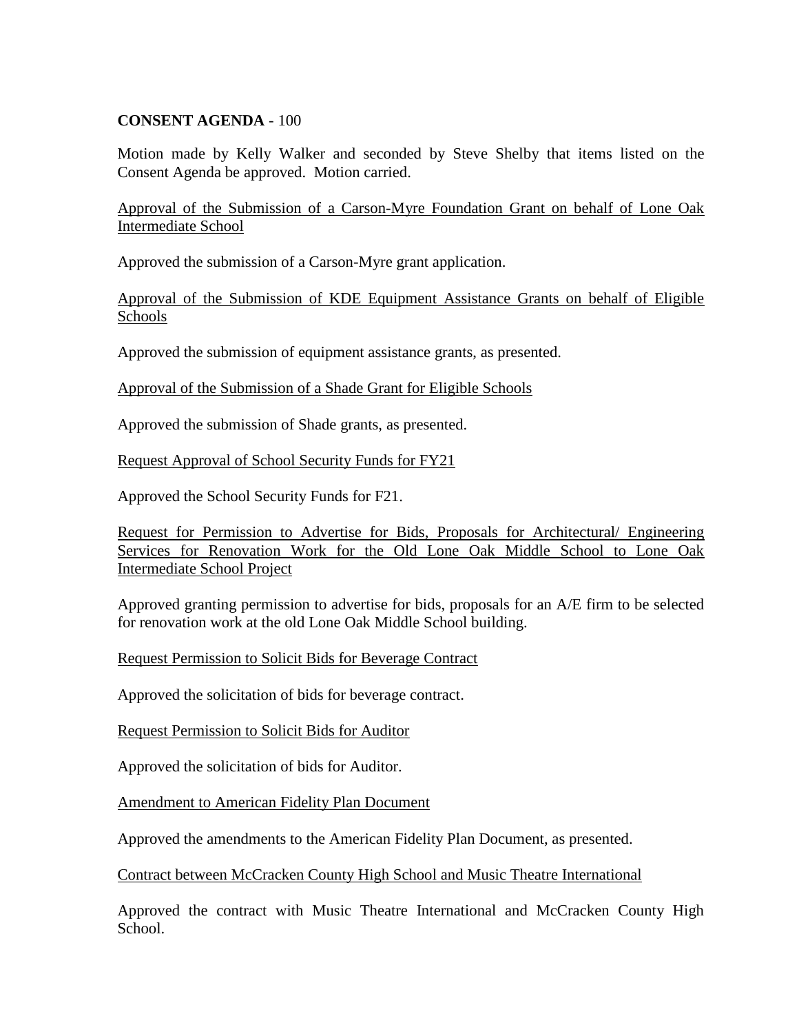**CONSENT AGENDA** - 100

Motion made by Kelly Walker and seconded by Steve Shelby that items listed on the Consent Agenda be approved. Motion carried.

Approval of the Submission of a Carson-Myre Foundation Grant on behalf of Lone Oak Intermediate School

Approved the submission of a Carson-Myre grant application.

Approval of the Submission of KDE Equipment Assistance Grants on behalf of Eligible Schools

Approved the submission of equipment assistance grants, as presented.

Approval of the Submission of a Shade Grant for Eligible Schools

Approved the submission of Shade grants, as presented.

Request Approval of School Security Funds for FY21

Approved the School Security Funds for F21.

Request for Permission to Advertise for Bids, Proposals for Architectural/ Engineering Services for Renovation Work for the Old Lone Oak Middle School to Lone Oak Intermediate School Project

Approved granting permission to advertise for bids, proposals for an A/E firm to be selected for renovation work at the old Lone Oak Middle School building.

Request Permission to Solicit Bids for Beverage Contract

Approved the solicitation of bids for beverage contract.

Request Permission to Solicit Bids for Auditor

Approved the solicitation of bids for Auditor.

Amendment to American Fidelity Plan Document

Approved the amendments to the American Fidelity Plan Document, as presented.

Contract between McCracken County High School and Music Theatre International

Approved the contract with Music Theatre International and McCracken County High School.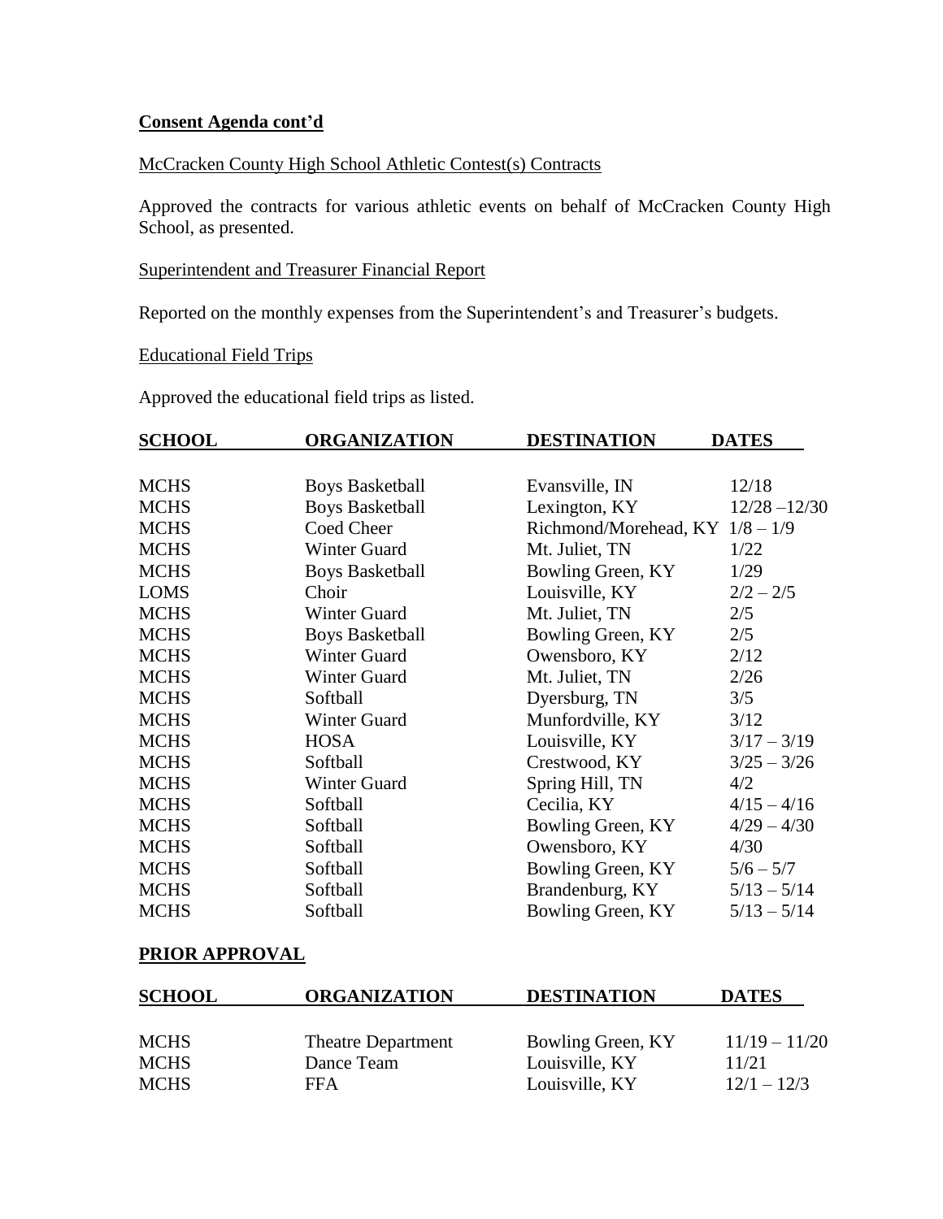**Consent Agenda cont'd**

McCracken County High School Athletic Contest(s) Contracts

Approved the contracts for various athletic events on behalf of McCracken County High School, as presented.

Superintendent and Treasurer Financial Report

Reported on the monthly expenses from the Superintendent's and Treasurer's budgets.

Educational Field Trips

Approved the educational field trips as listed.

| SCHOOL | ORGANIZATION | DESTINATION | DATES |
|---|---|---|---|
| MCHS | Boys Basketball | Evansville, IN | 12/18 |
| MCHS | Boys Basketball | Lexington, KY | 12/28 –12/30 |
| MCHS | Coed Cheer | Richmond/Morehead, KY | 1/8 – 1/9 |
| MCHS | Winter Guard | Mt. Juliet, TN | 1/22 |
| MCHS | Boys Basketball | Bowling Green, KY | 1/29 |
| LOMS | Choir | Louisville, KY | 2/2 – 2/5 |
| MCHS | Winter Guard | Mt. Juliet, TN | 2/5 |
| MCHS | Boys Basketball | Bowling Green, KY | 2/5 |
| MCHS | Winter Guard | Owensboro, KY | 2/12 |
| MCHS | Winter Guard | Mt. Juliet, TN | 2/26 |
| MCHS | Softball | Dyersburg, TN | 3/5 |
| MCHS | Winter Guard | Munfordville, KY | 3/12 |
| MCHS | HOSA | Louisville, KY | 3/17 – 3/19 |
| MCHS | Softball | Crestwood, KY | 3/25 – 3/26 |
| MCHS | Winter Guard | Spring Hill, TN | 4/2 |
| MCHS | Softball | Cecilia, KY | 4/15 – 4/16 |
| MCHS | Softball | Bowling Green, KY | 4/29 – 4/30 |
| MCHS | Softball | Owensboro, KY | 4/30 |
| MCHS | Softball | Bowling Green, KY | 5/6 – 5/7 |
| MCHS | Softball | Brandenburg, KY | 5/13 – 5/14 |
| MCHS | Softball | Bowling Green, KY | 5/13 – 5/14 |

**PRIOR APPROVAL**

| SCHOOL | ORGANIZATION | DESTINATION | DATES |
|---|---|---|---|
| MCHS | Theatre Department | Bowling Green, KY | 11/19 – 11/20 |
| MCHS | Dance Team | Louisville, KY | 11/21 |
| MCHS | FFA | Louisville, KY | 12/1 – 12/3 |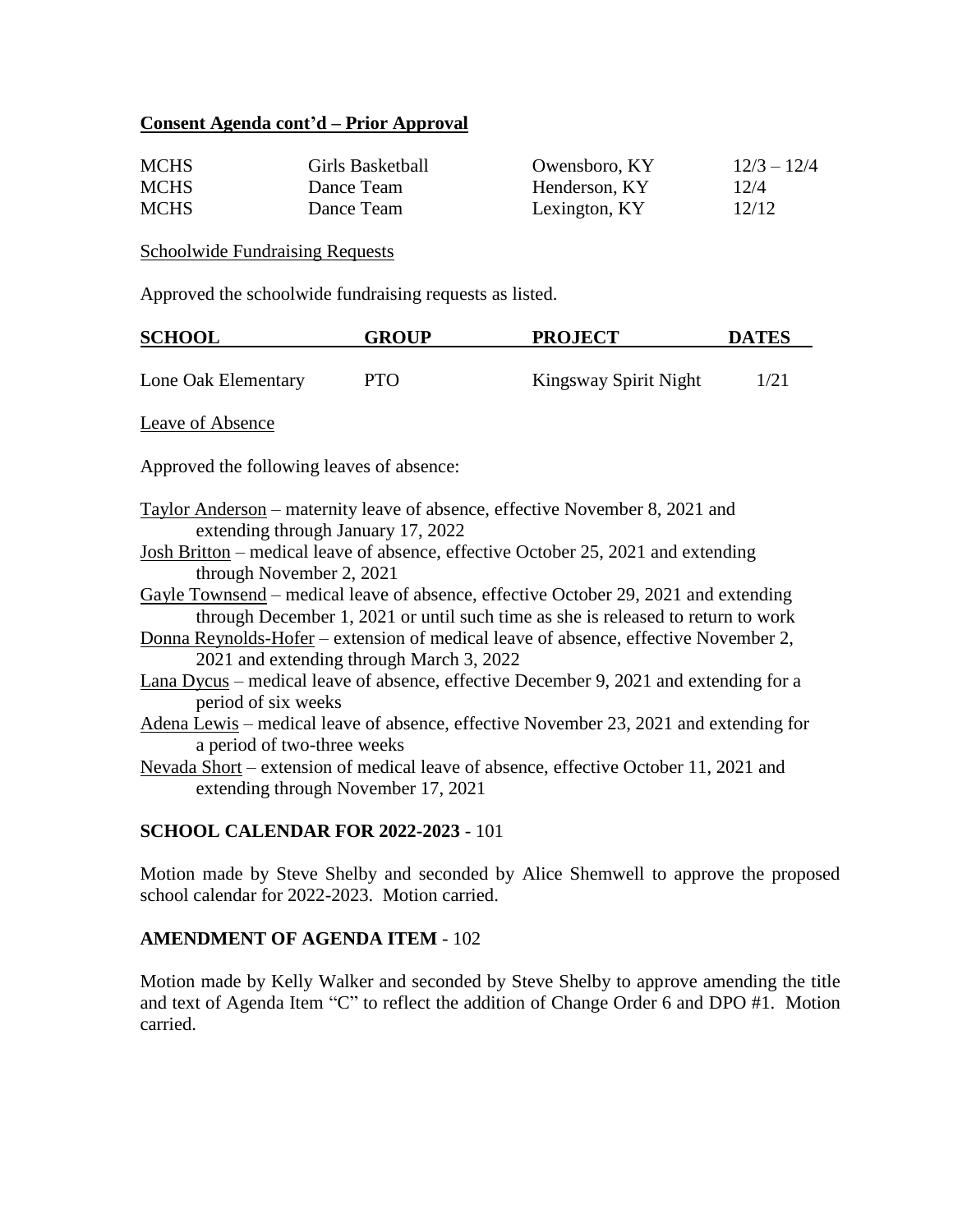**Consent Agenda cont'd – Prior Approval**

| | | | |
|---|---|---|---|
| MCHS | Girls Basketball | Owensboro, KY | 12/3 – 12/4 |
| MCHS | Dance Team | Henderson, KY | 12/4 |
| MCHS | Dance Team | Lexington, KY | 12/12 |

Schoolwide Fundraising Requests

Approved the schoolwide fundraising requests as listed.

| SCHOOL | GROUP | PROJECT | DATES |
|---|---|---|---|
| Lone Oak Elementary | PTO | Kingsway Spirit Night | 1/21 |

Leave of Absence

Approved the following leaves of absence:

Taylor Anderson – maternity leave of absence, effective November 8, 2021 and extending through January 17, 2022

Josh Britton – medical leave of absence, effective October 25, 2021 and extending through November 2, 2021

Gayle Townsend – medical leave of absence, effective October 29, 2021 and extending through December 1, 2021 or until such time as she is released to return to work

Donna Reynolds-Hofer – extension of medical leave of absence, effective November 2, 2021 and extending through March 3, 2022

Lana Dycus – medical leave of absence, effective December 9, 2021 and extending for a period of six weeks

Adena Lewis – medical leave of absence, effective November 23, 2021 and extending for a period of two-three weeks

Nevada Short – extension of medical leave of absence, effective October 11, 2021 and extending through November 17, 2021

**SCHOOL CALENDAR FOR 2022-2023** - 101

Motion made by Steve Shelby and seconded by Alice Shemwell to approve the proposed school calendar for 2022-2023. Motion carried.

**AMENDMENT OF AGENDA ITEM** - 102

Motion made by Kelly Walker and seconded by Steve Shelby to approve amending the title and text of Agenda Item "C" to reflect the addition of Change Order 6 and DPO #1. Motion carried.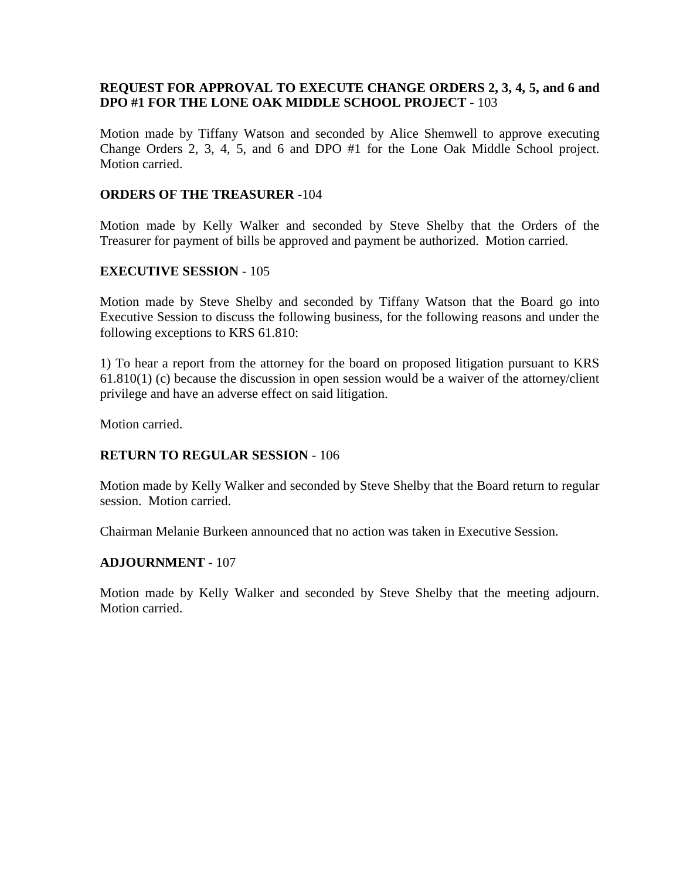**REQUEST FOR APPROVAL TO EXECUTE CHANGE ORDERS 2, 3, 4, 5, and 6 and DPO #1 FOR THE LONE OAK MIDDLE SCHOOL PROJECT** - 103

Motion made by Tiffany Watson and seconded by Alice Shemwell to approve executing Change Orders 2, 3, 4, 5, and 6 and DPO #1 for the Lone Oak Middle School project. Motion carried.

**ORDERS OF THE TREASURER** -104

Motion made by Kelly Walker and seconded by Steve Shelby that the Orders of the Treasurer for payment of bills be approved and payment be authorized. Motion carried.

**EXECUTIVE SESSION** - 105

Motion made by Steve Shelby and seconded by Tiffany Watson that the Board go into Executive Session to discuss the following business, for the following reasons and under the following exceptions to KRS 61.810:

1) To hear a report from the attorney for the board on proposed litigation pursuant to KRS 61.810(1) (c) because the discussion in open session would be a waiver of the attorney/client privilege and have an adverse effect on said litigation.

Motion carried.

**RETURN TO REGULAR SESSION** - 106

Motion made by Kelly Walker and seconded by Steve Shelby that the Board return to regular session. Motion carried.

Chairman Melanie Burkeen announced that no action was taken in Executive Session.

**ADJOURNMENT** - 107

Motion made by Kelly Walker and seconded by Steve Shelby that the meeting adjourn. Motion carried.